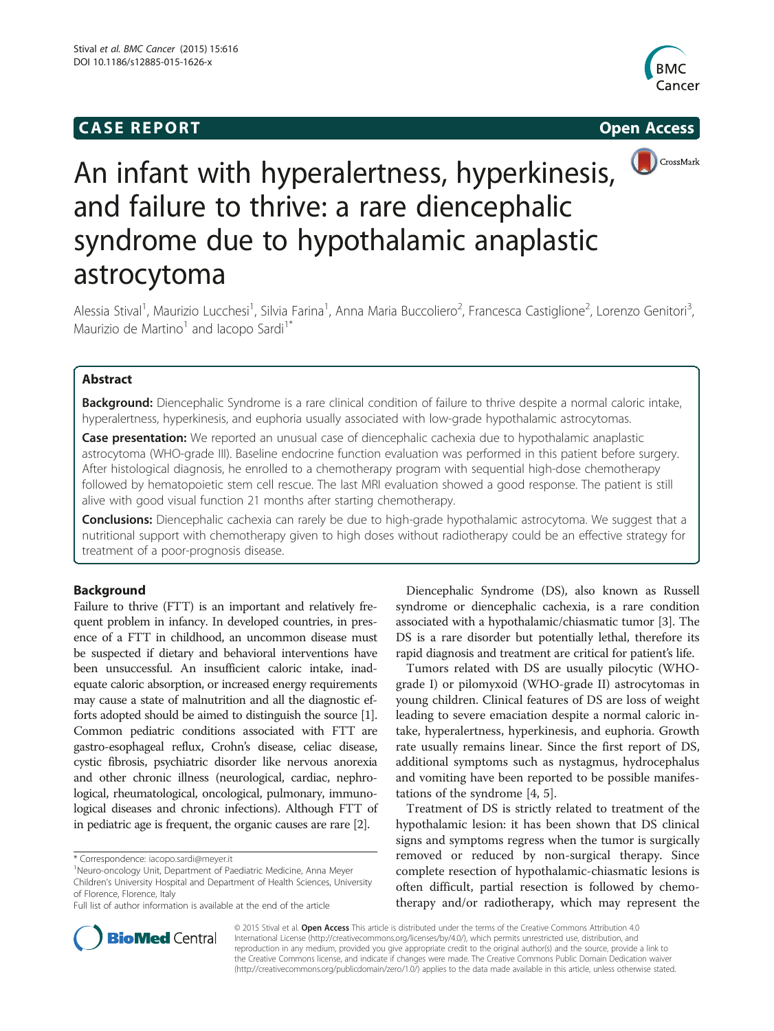**CASE REPORT** **Open Access**

# An infant with hyperalertness, hyperkinesis, and failure to thrive: a rare diencephalic syndrome due to hypothalamic anaplastic astrocytoma

Alessia Stival[1], Maurizio Lucchesi[1], Silvia Farina[1], Anna Maria Buccoliero[2], Francesca Castiglione[2], Lorenzo Genitori[3], Maurizio de Martino[1] and Iacopo Sardi[1*]

## Abstract

**Background:** Diencephalic Syndrome is a rare clinical condition of failure to thrive despite a normal caloric intake, hyperalertness, hyperkinesis, and euphoria usually associated with low-grade hypothalamic astrocytomas.

**Case presentation:** We reported an unusual case of diencephalic cachexia due to hypothalamic anaplastic astrocytoma (WHO-grade III). Baseline endocrine function evaluation was performed in this patient before surgery. After histological diagnosis, he enrolled to a chemotherapy program with sequential high-dose chemotherapy followed by hematopoietic stem cell rescue. The last MRI evaluation showed a good response. The patient is still alive with good visual function 21 months after starting chemotherapy.

**Conclusions:** Diencephalic cachexia can rarely be due to high-grade hypothalamic astrocytoma. We suggest that a nutritional support with chemotherapy given to high doses without radiotherapy could be an effective strategy for treatment of a poor-prognosis disease.

## Background

Failure to thrive (FTT) is an important and relatively frequent problem in infancy. In developed countries, in presence of a FTT in childhood, an uncommon disease must be suspected if dietary and behavioral interventions have been unsuccessful. An insufficient caloric intake, inadequate caloric absorption, or increased energy requirements may cause a state of malnutrition and all the diagnostic efforts adopted should be aimed to distinguish the source [1]. Common pediatric conditions associated with FTT are gastro-esophageal reflux, Crohn's disease, celiac disease, cystic fibrosis, psychiatric disorder like nervous anorexia and other chronic illness (neurological, cardiac, nephrological, rheumatological, oncological, pulmonary, immunological diseases and chronic infections). Although FTT of in pediatric age is frequent, the organic causes are rare [2].

Diencephalic Syndrome (DS), also known as Russell syndrome or diencephalic cachexia, is a rare condition associated with a hypothalamic/chiasmatic tumor [3]. The DS is a rare disorder but potentially lethal, therefore its rapid diagnosis and treatment are critical for patient's life.

Tumors related with DS are usually pilocytic (WHO-grade I) or pilomyxoid (WHO-grade II) astrocytomas in young children. Clinical features of DS are loss of weight leading to severe emaciation despite a normal caloric intake, hyperalertness, hyperkinesis, and euphoria. Growth rate usually remains linear. Since the first report of DS, additional symptoms such as nystagmus, hydrocephalus and vomiting have been reported to be possible manifestations of the syndrome [4, 5].

Treatment of DS is strictly related to treatment of the hypothalamic lesion: it has been shown that DS clinical signs and symptoms regress when the tumor is surgically removed or reduced by non-surgical therapy. Since complete resection of hypothalamic-chiasmatic lesions is often difficult, partial resection is followed by chemotherapy and/or radiotherapy, which may represent the

\* Correspondence: iacopo.sardi@meyer.it
[1]Neuro-oncology Unit, Department of Paediatric Medicine, Anna Meyer Children's University Hospital and Department of Health Sciences, University of Florence, Florence, Italy
Full list of author information is available at the end of the article

© 2015 Stival et al. **Open Access** This article is distributed under the terms of the Creative Commons Attribution 4.0 International License (http://creativecommons.org/licenses/by/4.0/), which permits unrestricted use, distribution, and reproduction in any medium, provided you give appropriate credit to the original author(s) and the source, provide a link to the Creative Commons license, and indicate if changes were made. The Creative Commons Public Domain Dedication waiver (http://creativecommons.org/publicdomain/zero/1.0/) applies to the data made available in this article, unless otherwise stated.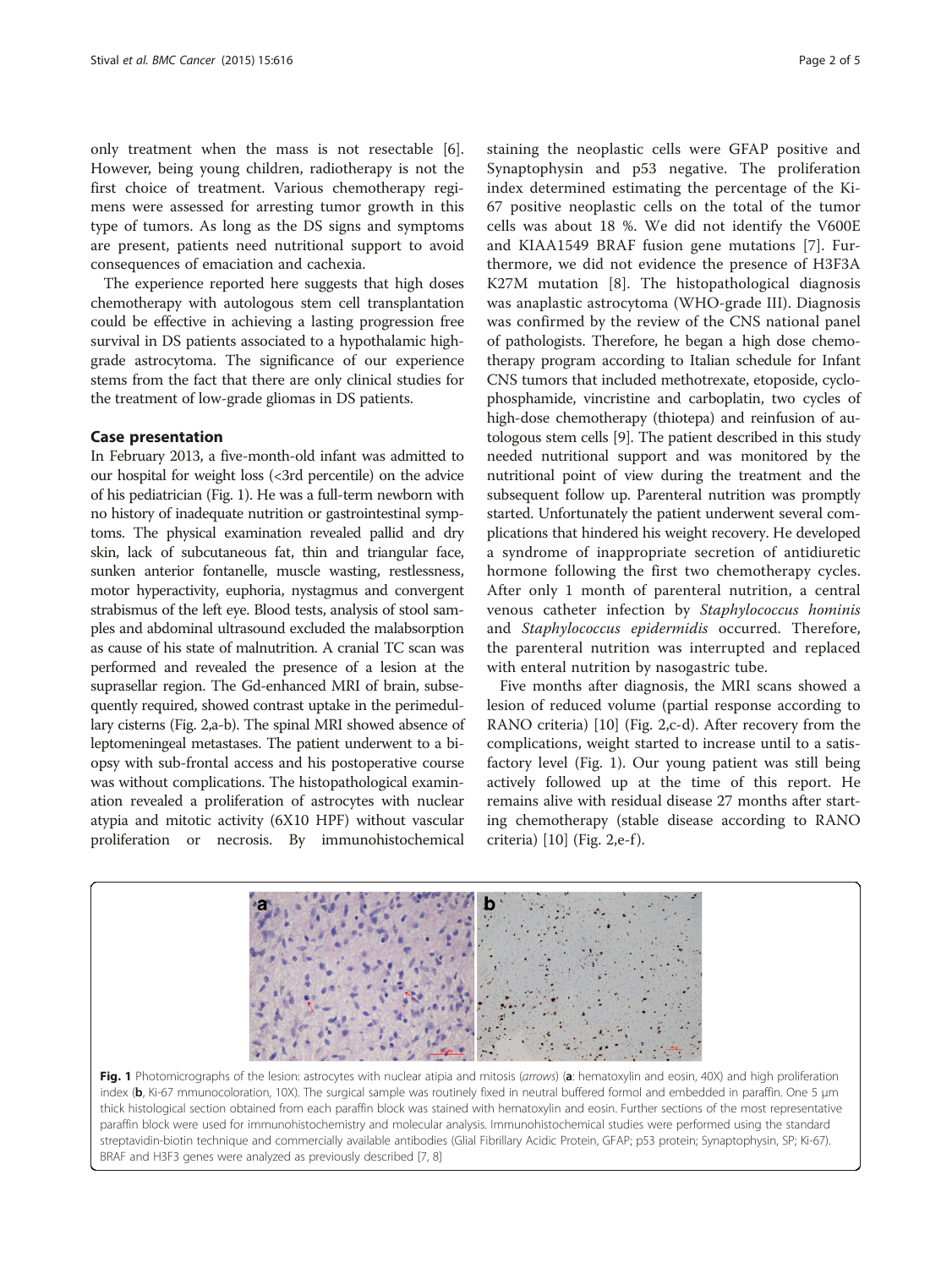only treatment when the mass is not resectable [6]. However, being young children, radiotherapy is not the first choice of treatment. Various chemotherapy regimens were assessed for arresting tumor growth in this type of tumors. As long as the DS signs and symptoms are present, patients need nutritional support to avoid consequences of emaciation and cachexia.

The experience reported here suggests that high doses chemotherapy with autologous stem cell transplantation could be effective in achieving a lasting progression free survival in DS patients associated to a hypothalamic high-grade astrocytoma. The significance of our experience stems from the fact that there are only clinical studies for the treatment of low-grade gliomas in DS patients.

## Case presentation

In February 2013, a five-month-old infant was admitted to our hospital for weight loss (<3rd percentile) on the advice of his pediatrician (Fig. 1). He was a full-term newborn with no history of inadequate nutrition or gastrointestinal symptoms. The physical examination revealed pallid and dry skin, lack of subcutaneous fat, thin and triangular face, sunken anterior fontanelle, muscle wasting, restlessness, motor hyperactivity, euphoria, nystagmus and convergent strabismus of the left eye. Blood tests, analysis of stool samples and abdominal ultrasound excluded the malabsorption as cause of his state of malnutrition. A cranial TC scan was performed and revealed the presence of a lesion at the suprasellar region. The Gd-enhanced MRI of brain, subsequently required, showed contrast uptake in the perimedullary cisterns (Fig. 2,a-b). The spinal MRI showed absence of leptomeningeal metastases. The patient underwent to a biopsy with sub-frontal access and his postoperative course was without complications. The histopathological examination revealed a proliferation of astrocytes with nuclear atypia and mitotic activity (6X10 HPF) without vascular proliferation or necrosis. By immunohistochemical staining the neoplastic cells were GFAP positive and Synaptophysin and p53 negative. The proliferation index determined estimating the percentage of the Ki-67 positive neoplastic cells on the total of the tumor cells was about 18 %. We did not identify the V600E and KIAA1549 BRAF fusion gene mutations [7]. Furthermore, we did not evidence the presence of H3F3A K27M mutation [8]. The histopathological diagnosis was anaplastic astrocytoma (WHO-grade III). Diagnosis was confirmed by the review of the CNS national panel of pathologists. Therefore, he began a high dose chemotherapy program according to Italian schedule for Infant CNS tumors that included methotrexate, etoposide, cyclophosphamide, vincristine and carboplatin, two cycles of high-dose chemotherapy (thiotepa) and reinfusion of autologous stem cells [9]. The patient described in this study needed nutritional support and was monitored by the nutritional point of view during the treatment and the subsequent follow up. Parenteral nutrition was promptly started. Unfortunately the patient underwent several complications that hindered his weight recovery. He developed a syndrome of inappropriate secretion of antidiuretic hormone following the first two chemotherapy cycles. After only 1 month of parenteral nutrition, a central venous catheter infection by *Staphylococcus hominis* and *Staphylococcus epidermidis* occurred. Therefore, the parenteral nutrition was interrupted and replaced with enteral nutrition by nasogastric tube.

Five months after diagnosis, the MRI scans showed a lesion of reduced volume (partial response according to RANO criteria) [10] (Fig. 2,c-d). After recovery from the complications, weight started to increase until to a satisfactory level (Fig. 1). Our young patient was still being actively followed up at the time of this report. He remains alive with residual disease 27 months after starting chemotherapy (stable disease according to RANO criteria) [10] (Fig. 2,e-f).

**Fig. 1** Photomicrographs of the lesion: astrocytes with nuclear atipia and mitosis (*arrows*) (**a**: hematoxylin and eosin, 40X) and high proliferation index (**b**, Ki-67 mmunocoloration, 10X). The surgical sample was routinely fixed in neutral buffered formol and embedded in paraffin. One 5 μm thick histological section obtained from each paraffin block was stained with hematoxylin and eosin. Further sections of the most representative paraffin block were used for immunohistochemistry and molecular analysis. Immunohistochemical studies were performed using the standard streptavidin-biotin technique and commercially available antibodies (Glial Fibrillary Acidic Protein, GFAP; p53 protein; Synaptophysin, SP; Ki-67). BRAF and H3F3 genes were analyzed as previously described [7, 8]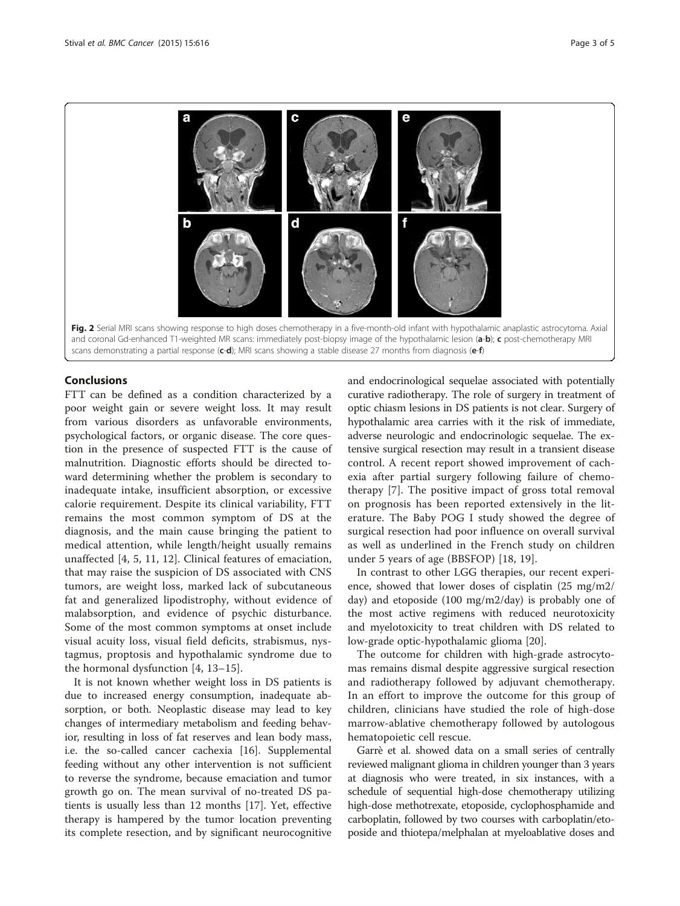**Fig. 2** Serial MRI scans showing response to high doses chemotherapy in a five-month-old infant with hypothalamic anaplastic astrocytoma. Axial and coronal Gd-enhanced T1-weighted MR scans: immediately post-biopsy image of the hypothalamic lesion (**a**-**b**); **c** post-chemotherapy MRI scans demonstrating a partial response (**c**-**d**); MRI scans showing a stable disease 27 months from diagnosis (**e**-**f**)

## Conclusions

FTT can be defined as a condition characterized by a poor weight gain or severe weight loss. It may result from various disorders as unfavorable environments, psychological factors, or organic disease. The core question in the presence of suspected FTT is the cause of malnutrition. Diagnostic efforts should be directed toward determining whether the problem is secondary to inadequate intake, insufficient absorption, or excessive calorie requirement. Despite its clinical variability, FTT remains the most common symptom of DS at the diagnosis, and the main cause bringing the patient to medical attention, while length/height usually remains unaffected [4, 5, 11, 12]. Clinical features of emaciation, that may raise the suspicion of DS associated with CNS tumors, are weight loss, marked lack of subcutaneous fat and generalized lipodistrophy, without evidence of malabsorption, and evidence of psychic disturbance. Some of the most common symptoms at onset include visual acuity loss, visual field deficits, strabismus, nystagmus, proptosis and hypothalamic syndrome due to the hormonal dysfunction [4, 13–15].

It is not known whether weight loss in DS patients is due to increased energy consumption, inadequate absorption, or both. Neoplastic disease may lead to key changes of intermediary metabolism and feeding behavior, resulting in loss of fat reserves and lean body mass, i.e. the so-called cancer cachexia [16]. Supplemental feeding without any other intervention is not sufficient to reverse the syndrome, because emaciation and tumor growth go on. The mean survival of no-treated DS patients is usually less than 12 months [17]. Yet, effective therapy is hampered by the tumor location preventing its complete resection, and by significant neurocognitive and endocrinological sequelae associated with potentially curative radiotherapy. The role of surgery in treatment of optic chiasm lesions in DS patients is not clear. Surgery of hypothalamic area carries with it the risk of immediate, adverse neurologic and endocrinologic sequelae. The extensive surgical resection may result in a transient disease control. A recent report showed improvement of cachexia after partial surgery following failure of chemotherapy [7]. The positive impact of gross total removal on prognosis has been reported extensively in the literature. The Baby POG I study showed the degree of surgical resection had poor influence on overall survival as well as underlined in the French study on children under 5 years of age (BBSFOP) [18, 19].

In contrast to other LGG therapies, our recent experience, showed that lower doses of cisplatin (25 mg/m2/day) and etoposide (100 mg/m2/day) is probably one of the most active regimens with reduced neurotoxicity and myelotoxicity to treat children with DS related to low-grade optic-hypothalamic glioma [20].

The outcome for children with high-grade astrocytomas remains dismal despite aggressive surgical resection and radiotherapy followed by adjuvant chemotherapy. In an effort to improve the outcome for this group of children, clinicians have studied the role of high-dose marrow-ablative chemotherapy followed by autologous hematopoietic cell rescue.

Garrè et al. showed data on a small series of centrally reviewed malignant glioma in children younger than 3 years at diagnosis who were treated, in six instances, with a schedule of sequential high-dose chemotherapy utilizing high-dose methotrexate, etoposide, cyclophosphamide and carboplatin, followed by two courses with carboplatin/etoposide and thiotepa/melphalan at myeloablative doses and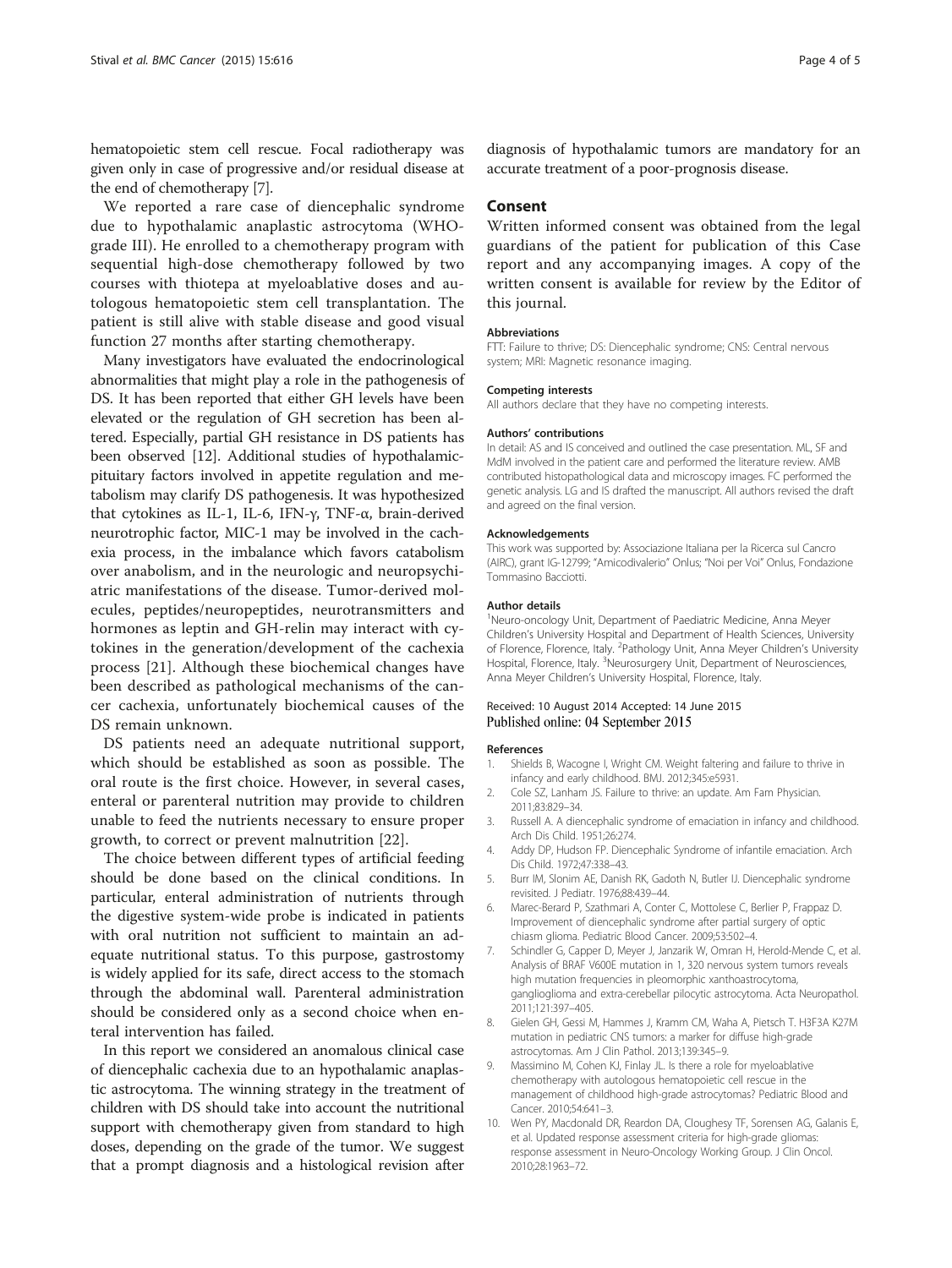hematopoietic stem cell rescue. Focal radiotherapy was given only in case of progressive and/or residual disease at the end of chemotherapy [7].

We reported a rare case of diencephalic syndrome due to hypothalamic anaplastic astrocytoma (WHO-grade III). He enrolled to a chemotherapy program with sequential high-dose chemotherapy followed by two courses with thiotepa at myeloablative doses and autologous hematopoietic stem cell transplantation. The patient is still alive with stable disease and good visual function 27 months after starting chemotherapy.

Many investigators have evaluated the endocrinological abnormalities that might play a role in the pathogenesis of DS. It has been reported that either GH levels have been elevated or the regulation of GH secretion has been altered. Especially, partial GH resistance in DS patients has been observed [12]. Additional studies of hypothalamic-pituitary factors involved in appetite regulation and metabolism may clarify DS pathogenesis. It was hypothesized that cytokines as IL-1, IL-6, IFN-γ, TNF-α, brain-derived neurotrophic factor, MIC-1 may be involved in the cachexia process, in the imbalance which favors catabolism over anabolism, and in the neurologic and neuropsychiatric manifestations of the disease. Tumor-derived molecules, peptides/neuropeptides, neurotransmitters and hormones as leptin and GH-relin may interact with cytokines in the generation/development of the cachexia process [21]. Although these biochemical changes have been described as pathological mechanisms of the cancer cachexia, unfortunately biochemical causes of the DS remain unknown.

DS patients need an adequate nutritional support, which should be established as soon as possible. The oral route is the first choice. However, in several cases, enteral or parenteral nutrition may provide to children unable to feed the nutrients necessary to ensure proper growth, to correct or prevent malnutrition [22].

The choice between different types of artificial feeding should be done based on the clinical conditions. In particular, enteral administration of nutrients through the digestive system-wide probe is indicated in patients with oral nutrition not sufficient to maintain an adequate nutritional status. To this purpose, gastrostomy is widely applied for its safe, direct access to the stomach through the abdominal wall. Parenteral administration should be considered only as a second choice when enteral intervention has failed.

In this report we considered an anomalous clinical case of diencephalic cachexia due to an hypothalamic anaplastic astrocytoma. The winning strategy in the treatment of children with DS should take into account the nutritional support with chemotherapy given from standard to high doses, depending on the grade of the tumor. We suggest that a prompt diagnosis and a histological revision after diagnosis of hypothalamic tumors are mandatory for an accurate treatment of a poor-prognosis disease.

## Consent

Written informed consent was obtained from the legal guardians of the patient for publication of this Case report and any accompanying images. A copy of the written consent is available for review by the Editor of this journal.

#### Abbreviations

FTT: Failure to thrive; DS: Diencephalic syndrome; CNS: Central nervous system; MRI: Magnetic resonance imaging.

#### Competing interests

All authors declare that they have no competing interests.

#### Authors' contributions

In detail: AS and IS conceived and outlined the case presentation. ML, SF and MdM involved in the patient care and performed the literature review. AMB contributed histopathological data and microscopy images. FC performed the genetic analysis. LG and IS drafted the manuscript. All authors revised the draft and agreed on the final version.

#### Acknowledgements

This work was supported by: Associazione Italiana per la Ricerca sul Cancro (AIRC), grant IG-12799; "Amicodivalerio" Onlus; "Noi per Voi" Onlus, Fondazione Tommasino Bacciotti.

#### Author details

[1]Neuro-oncology Unit, Department of Paediatric Medicine, Anna Meyer Children's University Hospital and Department of Health Sciences, University of Florence, Florence, Italy. [2]Pathology Unit, Anna Meyer Children's University Hospital, Florence, Italy. [3]Neurosurgery Unit, Department of Neurosciences, Anna Meyer Children's University Hospital, Florence, Italy.

Received: 10 August 2014 Accepted: 14 June 2015
Published online: 04 September 2015

#### References

1. Shields B, Wacogne I, Wright CM. Weight faltering and failure to thrive in infancy and early childhood. BMJ. 2012;345:e5931.
2. Cole SZ, Lanham JS. Failure to thrive: an update. Am Fam Physician. 2011;83:829–34.
3. Russell A. A diencephalic syndrome of emaciation in infancy and childhood. Arch Dis Child. 1951;26:274.
4. Addy DP, Hudson FP. Diencephalic Syndrome of infantile emaciation. Arch Dis Child. 1972;47:338–43.
5. Burr IM, Slonim AE, Danish RK, Gadoth N, Butler IJ. Diencephalic syndrome revisited. J Pediatr. 1976;88:439–44.
6. Marec-Berard P, Szathmari A, Conter C, Mottolese C, Berlier P, Frappaz D. Improvement of diencephalic syndrome after partial surgery of optic chiasm glioma. Pediatric Blood Cancer. 2009;53:502–4.
7. Schindler G, Capper D, Meyer J, Janzarik W, Omran H, Herold-Mende C, et al. Analysis of BRAF V600E mutation in 1, 320 nervous system tumors reveals high mutation frequencies in pleomorphic xanthoastrocytoma, ganglioglioma and extra-cerebellar pilocytic astrocytoma. Acta Neuropathol. 2011;121:397–405.
8. Gielen GH, Gessi M, Hammes J, Kramm CM, Waha A, Pietsch T. H3F3A K27M mutation in pediatric CNS tumors: a marker for diffuse high-grade astrocytomas. Am J Clin Pathol. 2013;139:345–9.
9. Massimino M, Cohen KJ, Finlay JL. Is there a role for myeloablative chemotherapy with autologous hematopoietic cell rescue in the management of childhood high-grade astrocytomas? Pediatric Blood and Cancer. 2010;54:641–3.
10. Wen PY, Macdonald DR, Reardon DA, Cloughesy TF, Sorensen AG, Galanis E, et al. Updated response assessment criteria for high-grade gliomas: response assessment in Neuro-Oncology Working Group. J Clin Oncol. 2010;28:1963–72.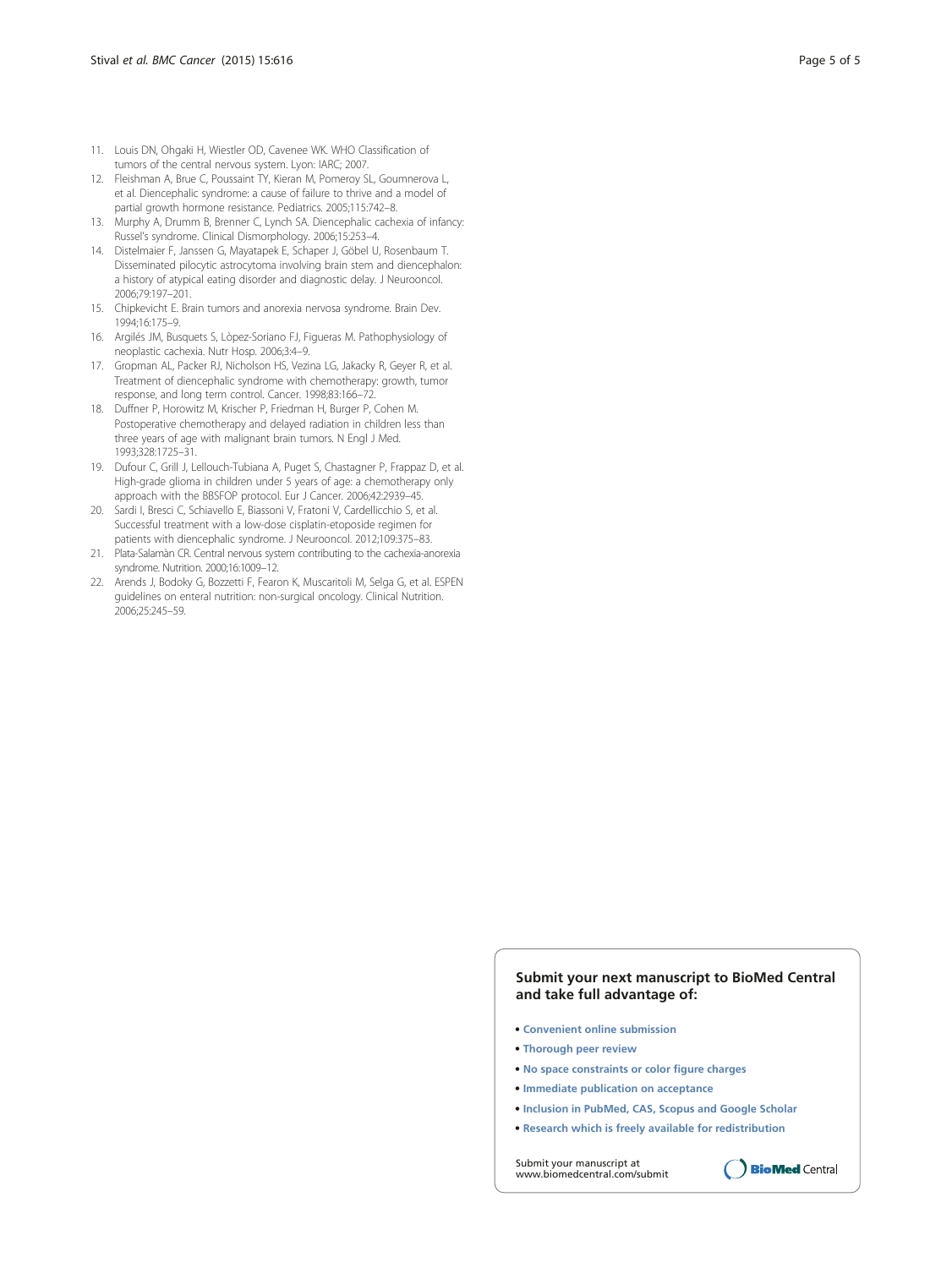11. Louis DN, Ohgaki H, Wiestler OD, Cavenee WK. WHO Classification of tumors of the central nervous system. Lyon: IARC; 2007.
12. Fleishman A, Brue C, Poussaint TY, Kieran M, Pomeroy SL, Goumnerova L, et al. Diencephalic syndrome: a cause of failure to thrive and a model of partial growth hormone resistance. Pediatrics. 2005;115:742–8.
13. Murphy A, Drumm B, Brenner C, Lynch SA. Diencephalic cachexia of infancy: Russel's syndrome. Clinical Dismorphology. 2006;15:253–4.
14. Distelmaier F, Janssen G, Mayatapek E, Schaper J, Göbel U, Rosenbaum T. Disseminated pilocytic astrocytoma involving brain stem and diencephalon: a history of atypical eating disorder and diagnostic delay. J Neurooncol. 2006;79:197–201.
15. Chipkevicht E. Brain tumors and anorexia nervosa syndrome. Brain Dev. 1994;16:175–9.
16. Argilés JM, Busquets S, Lòpez-Soriano FJ, Figueras M. Pathophysiology of neoplastic cachexia. Nutr Hosp. 2006;3:4–9.
17. Gropman AL, Packer RJ, Nicholson HS, Vezina LG, Jakacky R, Geyer R, et al. Treatment of diencephalic syndrome with chemotherapy: growth, tumor response, and long term control. Cancer. 1998;83:166–72.
18. Duffner P, Horowitz M, Krischer P, Friedman H, Burger P, Cohen M. Postoperative chemotherapy and delayed radiation in children less than three years of age with malignant brain tumors. N Engl J Med. 1993;328:1725–31.
19. Dufour C, Grill J, Lellouch-Tubiana A, Puget S, Chastagner P, Frappaz D, et al. High-grade glioma in children under 5 years of age: a chemotherapy only approach with the BBSFOP protocol. Eur J Cancer. 2006;42:2939–45.
20. Sardi I, Bresci C, Schiavello E, Biassoni V, Fratoni V, Cardellicchio S, et al. Successful treatment with a low-dose cisplatin-etoposide regimen for patients with diencephalic syndrome. J Neurooncol. 2012;109:375–83.
21. Plata-Salamàn CR. Central nervous system contributing to the cachexia-anorexia syndrome. Nutrition. 2000;16:1009–12.
22. Arends J, Bodoky G, Bozzetti F, Fearon K, Muscaritoli M, Selga G, et al. ESPEN guidelines on enteral nutrition: non-surgical oncology. Clinical Nutrition. 2006;25:245–59.

**Submit your next manuscript to BioMed Central and take full advantage of:**

- **Convenient online submission**
- **Thorough peer review**
- **No space constraints or color figure charges**
- **Immediate publication on acceptance**
- **Inclusion in PubMed, CAS, Scopus and Google Scholar**
- **Research which is freely available for redistribution**

Submit your manuscript at
www.biomedcentral.com/submit

BioMed Central